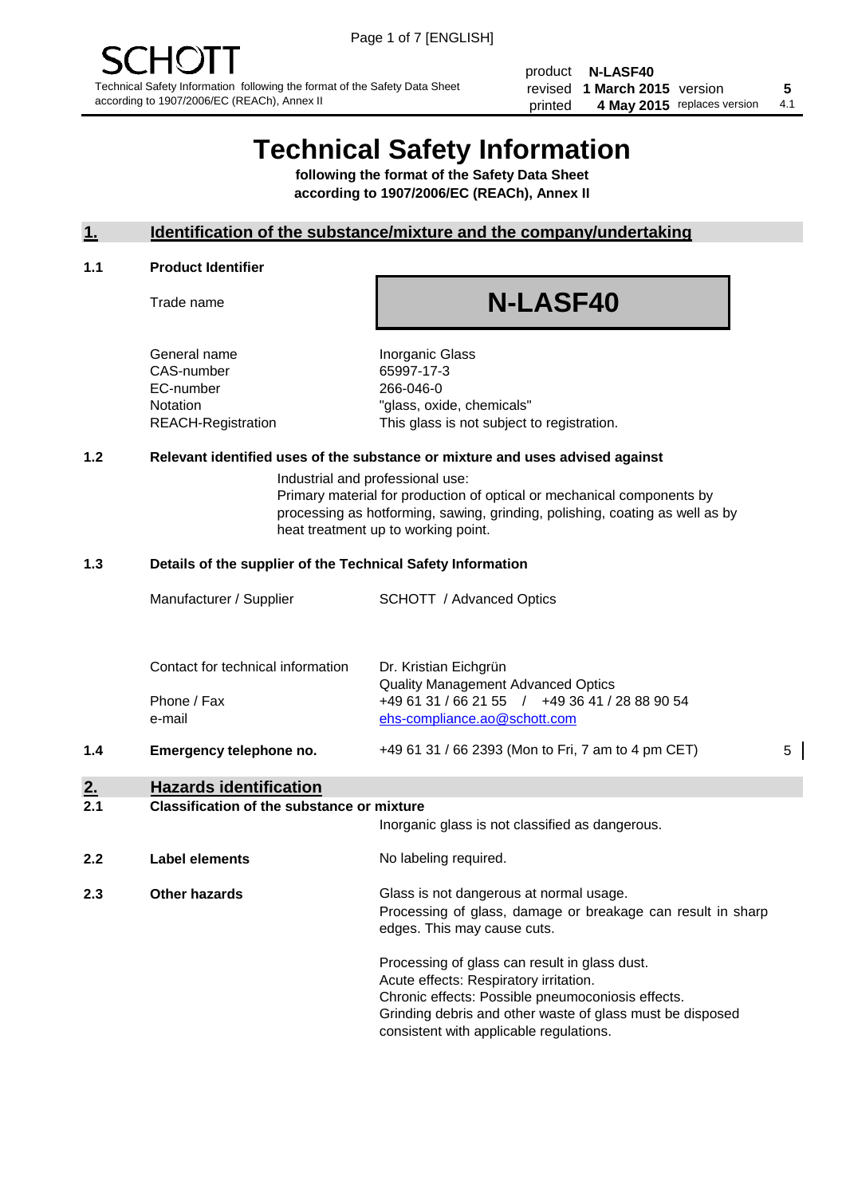SCHOTT

Technical Safety Information following the format of the Safety Data Sheet according to 1907/2006/EC (REACh), Annex II

| | | | |
|---|---|---|---|
| product | **N-LASF40** | | |
| revised | **1 March 2015** | version | **5** |
| printed | **4 May 2015** | replaces version | 4.1 |

# Technical Safety Information

**following the format of the Safety Data Sheet according to 1907/2006/EC (REACh), Annex II**

## 1. Identification of the substance/mixture and the company/undertaking

### 1.1 Product Identifier

| | |
|---|---|
| Trade name | **N-LASF40** |
| General name | Inorganic Glass |
| CAS-number | 65997-17-3 |
| EC-number | 266-046-0 |
| Notation | "glass, oxide, chemicals" |
| REACH-Registration | This glass is not subject to registration. |

### 1.2 Relevant identified uses of the substance or mixture and uses advised against

Industrial and professional use:
Primary material for production of optical or mechanical components by processing as hotforming, sawing, grinding, polishing, coating as well as by heat treatment up to working point.

### 1.3 Details of the supplier of the Technical Safety Information

| | |
|---|---|
| Manufacturer / Supplier | SCHOTT / Advanced Optics |
| Contact for technical information | Dr. Kristian Eichgrün<br>Quality Management Advanced Optics |
| Phone / Fax | +49 61 31 / 66 21 55 / +49 36 41 / 28 88 90 54 |
| e-mail | ehs-compliance.ao@schott.com |

### 1.4 Emergency telephone no.

+49 61 31 / 66 2393 (Mon to Fri, 7 am to 4 pm CET) 5

## 2. Hazards identification

### 2.1 Classification of the substance or mixture

Inorganic glass is not classified as dangerous.

### 2.2 Label elements

No labeling required.

### 2.3 Other hazards

Glass is not dangerous at normal usage.
Processing of glass, damage or breakage can result in sharp edges. This may cause cuts.

Processing of glass can result in glass dust.
Acute effects: Respiratory irritation.
Chronic effects: Possible pneumoconiosis effects.
Grinding debris and other waste of glass must be disposed consistent with applicable regulations.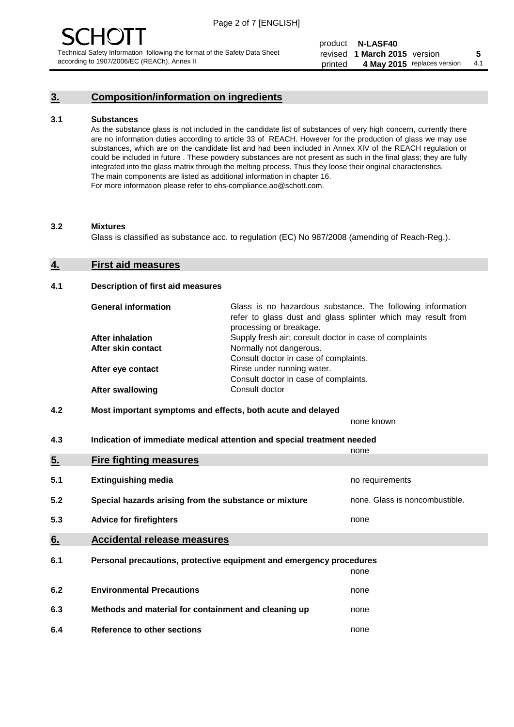## 3. Composition/information on ingredients

### 3.1 Substances

As the substance glass is not included in the candidate list of substances of very high concern, currently there are no information duties according to article 33 of REACH. However for the production of glass we may use substances, which are on the candidate list and had been included in Annex XIV of the REACH regulation or could be included in future . These powdery substances are not present as such in the final glass; they are fully integrated into the glass matrix through the melting process. Thus they loose their original characteristics. The main components are listed as additional information in chapter 16.
For more information please refer to ehs-compliance.ao@schott.com.

### 3.2 Mixtures

Glass is classified as substance acc. to regulation (EC) No 987/2008 (amending of Reach-Reg.).

## 4. First aid measures

### 4.1 Description of first aid measures

| | |
|---|---|
| **General information** | Glass is no hazardous substance. The following information refer to glass dust and glass splinter which may result from processing or breakage. |
| **After inhalation** | Supply fresh air; consult doctor in case of complaints |
| **After skin contact** | Normally not dangerous. Consult doctor in case of complaints. |
| **After eye contact** | Rinse under running water. Consult doctor in case of complaints. |
| **After swallowing** | Consult doctor |

### 4.2 Most important symptoms and effects, both acute and delayed

none known

### 4.3 Indication of immediate medical attention and special treatment needed

none

## 5. Fire fighting measures

| | | |
|---|---|---|
| 5.1 | **Extinguishing media** | no requirements |
| 5.2 | **Special hazards arising from the substance or mixture** | none. Glass is noncombustible. |
| 5.3 | **Advice for firefighters** | none |

## 6. Accidental release measures

| | | |
|---|---|---|
| 6.1 | **Personal precautions, protective equipment and emergency procedures** | none |
| 6.2 | **Environmental Precautions** | none |
| 6.3 | **Methods and material for containment and cleaning up** | none |
| 6.4 | **Reference to other sections** | none |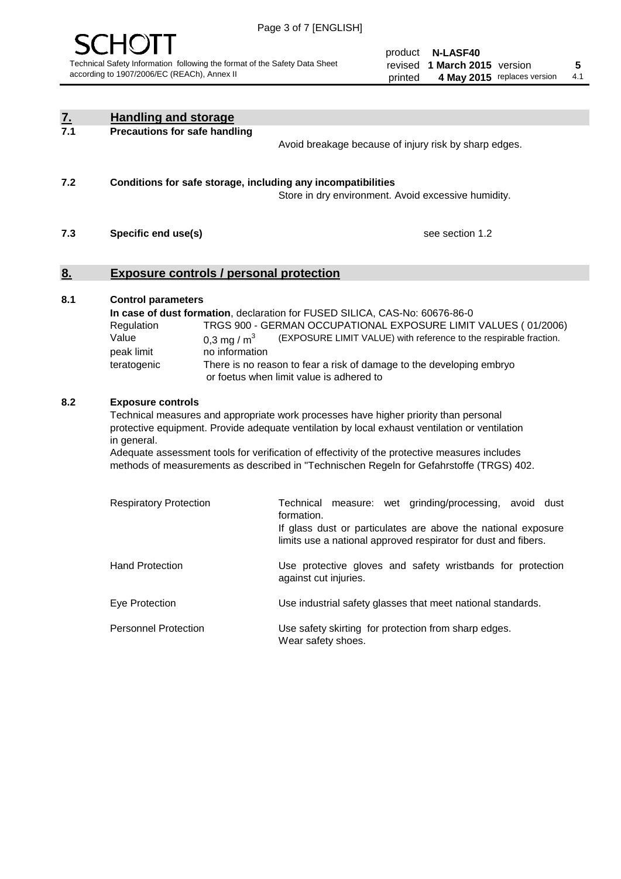## 7. Handling and storage

**7.1 Precautions for safe handling**

Avoid breakage because of injury risk by sharp edges.

**7.2 Conditions for safe storage, including any incompatibilities**

Store in dry environment. Avoid excessive humidity.

**7.3 Specific end use(s)**

see section 1.2

## 8. Exposure controls / personal protection

**8.1 Control parameters**

**In case of dust formation**, declaration for FUSED SILICA, CAS-No: 60676-86-0

| | |
|---|---|
| Regulation | TRGS 900 - GERMAN OCCUPATIONAL EXPOSURE LIMIT VALUES ( 01/2006) |
| Value | 0,3 mg / $m^3$ (EXPOSURE LIMIT VALUE) with reference to the respirable fraction. |
| peak limit | no information |
| teratogenic | There is no reason to fear a risk of damage to the developing embryo or foetus when limit value is adhered to |

**8.2 Exposure controls**

Technical measures and appropriate work processes have higher priority than personal protective equipment. Provide adequate ventilation by local exhaust ventilation or ventilation in general.
Adequate assessment tools for verification of effectivity of the protective measures includes methods of measurements as described in "Technischen Regeln for Gefahrstoffe (TRGS) 402.

| | |
|---|---|
| Respiratory Protection | Technical measure: wet grinding/processing, avoid dust formation. If glass dust or particulates are above the national exposure limits use a national approved respirator for dust and fibers. |
| Hand Protection | Use protective gloves and safety wristbands for protection against cut injuries. |
| Eye Protection | Use industrial safety glasses that meet national standards. |
| Personnel Protection | Use safety skirting for protection from sharp edges. Wear safety shoes. |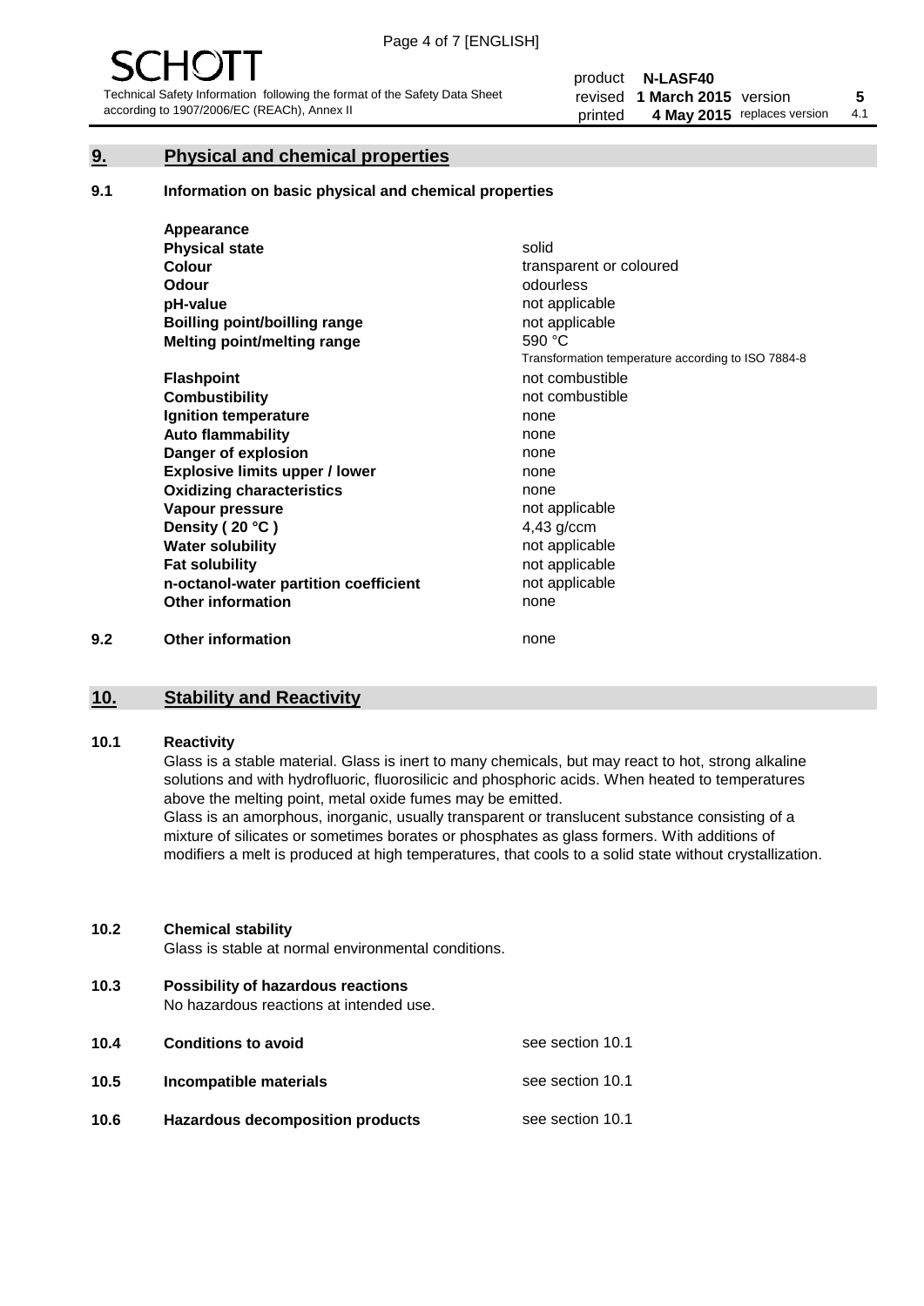## 9. Physical and chemical properties

### 9.1 Information on basic physical and chemical properties

| | |
|---|---|
| **Appearance** | |
| **Physical state** | solid |
| **Colour** | transparent or coloured |
| **Odour** | odourless |
| **pH-value** | not applicable |
| **Boilling point/boilling range** | not applicable |
| **Melting point/melting range** | 590 °C<br>Transformation temperature according to ISO 7884-8 |
| **Flashpoint** | not combustible |
| **Combustibility** | not combustible |
| **Ignition temperature** | none |
| **Auto flammability** | none |
| **Danger of explosion** | none |
| **Explosive limits upper / lower** | none |
| **Oxidizing characteristics** | none |
| **Vapour pressure** | not applicable |
| **Density ( 20 °C )** | 4,43 g/ccm |
| **Water solubility** | not applicable |
| **Fat solubility** | not applicable |
| **n-octanol-water partition coefficient** | not applicable |
| **Other information** | none |

### 9.2 Other information

none

## 10. Stability and Reactivity

### 10.1 Reactivity

Glass is a stable material. Glass is inert to many chemicals, but may react to hot, strong alkaline solutions and with hydrofluoric, fluorosilicic and phosphoric acids. When heated to temperatures above the melting point, metal oxide fumes may be emitted.

Glass is an amorphous, inorganic, usually transparent or translucent substance consisting of a mixture of silicates or sometimes borates or phosphates as glass formers. With additions of modifiers a melt is produced at high temperatures, that cools to a solid state without crystallization.

### 10.2 Chemical stability

Glass is stable at normal environmental conditions.

### 10.3 Possibility of hazardous reactions

No hazardous reactions at intended use.

| | | |
|---|---|---|
| **10.4** | **Conditions to avoid** | see section 10.1 |
| **10.5** | **Incompatible materials** | see section 10.1 |
| **10.6** | **Hazardous decomposition products** | see section 10.1 |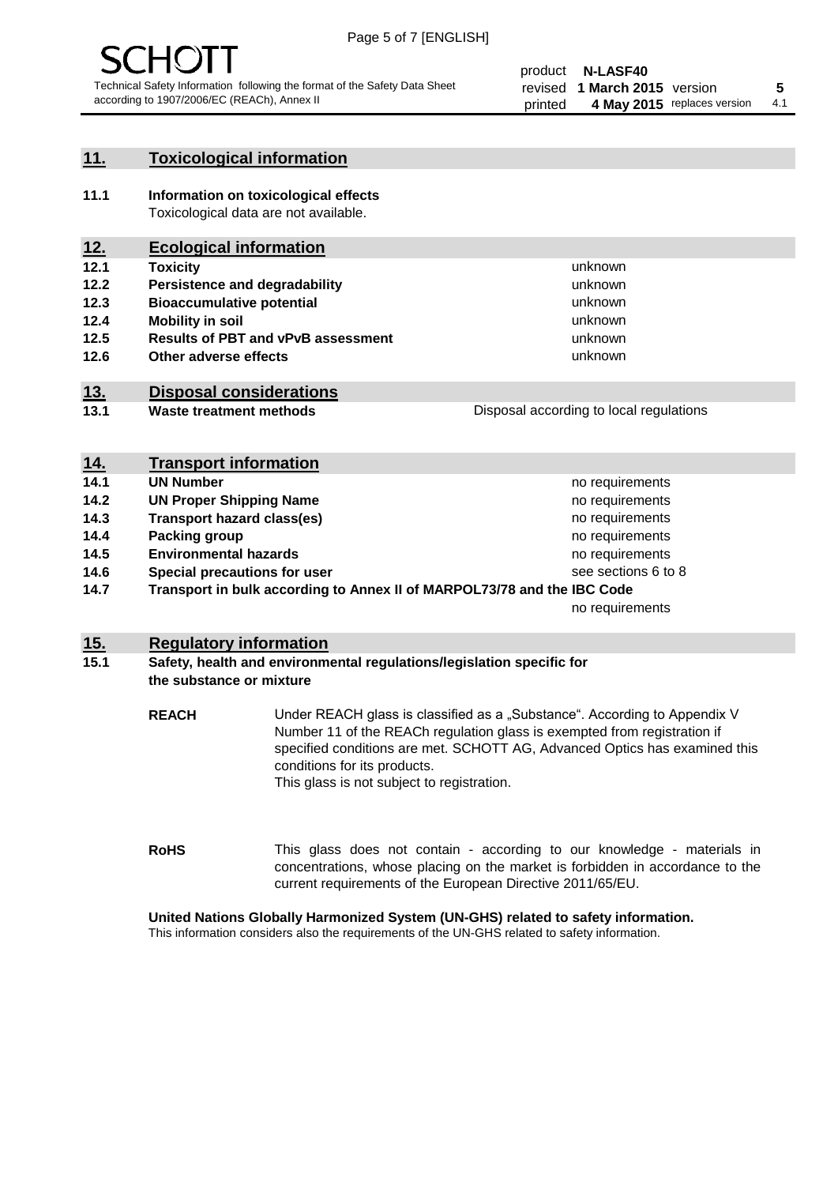## 11. Toxicological information

**11.1 Information on toxicological effects**
Toxicological data are not available.

## 12. Ecological information

| | | |
|---|---|---|
| **12.1** | **Toxicity** | unknown |
| **12.2** | **Persistence and degradability** | unknown |
| **12.3** | **Bioaccumulative potential** | unknown |
| **12.4** | **Mobility in soil** | unknown |
| **12.5** | **Results of PBT and vPvB assessment** | unknown |
| **12.6** | **Other adverse effects** | unknown |

## 13. Disposal considerations

| | | |
|---|---|---|
| **13.1** | **Waste treatment methods** | Disposal according to local regulations |

## 14. Transport information

| | | |
|---|---|---|
| **14.1** | **UN Number** | no requirements |
| **14.2** | **UN Proper Shipping Name** | no requirements |
| **14.3** | **Transport hazard class(es)** | no requirements |
| **14.4** | **Packing group** | no requirements |
| **14.5** | **Environmental hazards** | no requirements |
| **14.6** | **Special precautions for user** | see sections 6 to 8 |
| **14.7** | **Transport in bulk according to Annex II of MARPOL73/78 and the IBC Code** | no requirements |

## 15. Regulatory information

**15.1 Safety, health and environmental regulations/legislation specific for the substance or mixture**

**REACH** Under REACH glass is classified as a „Substance". According to Appendix V Number 11 of the REACh regulation glass is exempted from registration if specified conditions are met. SCHOTT AG, Advanced Optics has examined this conditions for its products.
This glass is not subject to registration.

**RoHS** This glass does not contain - according to our knowledge - materials in concentrations, whose placing on the market is forbidden in accordance to the current requirements of the European Directive 2011/65/EU.

**United Nations Globally Harmonized System (UN-GHS) related to safety information.**
This information considers also the requirements of the UN-GHS related to safety information.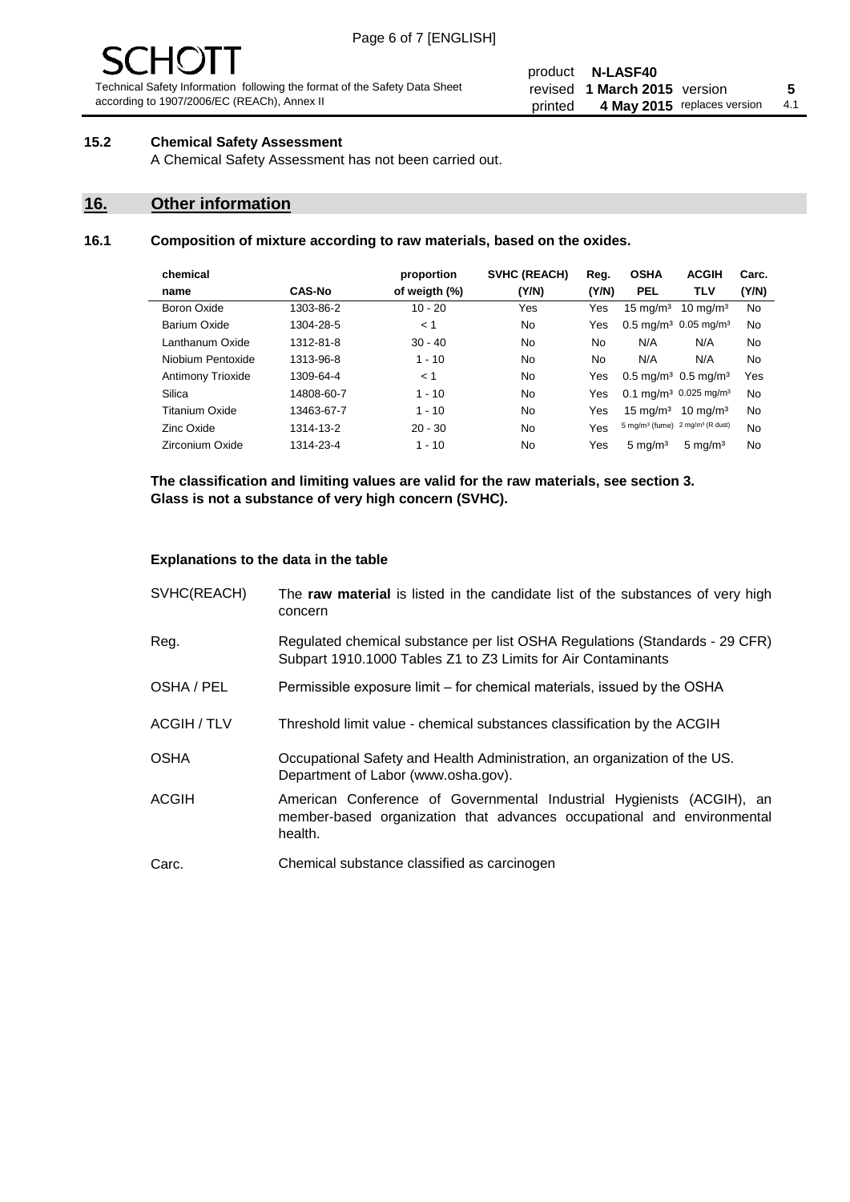SCHOTT

Technical Safety Information following the format of the Safety Data Sheet according to 1907/2006/EC (REACh), Annex II

product **N-LASF40**
revised **1 March 2015** version **5**
printed **4 May 2015** replaces version 4.1

### 15.2 Chemical Safety Assessment

A Chemical Safety Assessment has not been carried out.

## 16. Other information

### 16.1 Composition of mixture according to raw materials, based on the oxides.

| chemical name | CAS-No | proportion of weigth (%) | SVHC (REACH) (Y/N) | Reg. (Y/N) | OSHA PEL | ACGIH TLV | Carc. (Y/N) |
|---|---|---|---|---|---|---|---|
| Boron Oxide | 1303-86-2 | 10 - 20 | Yes | Yes | 15 mg/m³ | 10 mg/m³ | No |
| Barium Oxide | 1304-28-5 | < 1 | No | Yes | 0.5 mg/m³ | 0.05 mg/m³ | No |
| Lanthanum Oxide | 1312-81-8 | 30 - 40 | No | No | N/A | N/A | No |
| Niobium Pentoxide | 1313-96-8 | 1 - 10 | No | No | N/A | N/A | No |
| Antimony Trioxide | 1309-64-4 | < 1 | No | Yes | 0.5 mg/m³ | 0.5 mg/m³ | Yes |
| Silica | 14808-60-7 | 1 - 10 | No | Yes | 0.1 mg/m³ | 0.025 mg/m³ | No |
| Titanium Oxide | 13463-67-7 | 1 - 10 | No | Yes | 15 mg/m³ | 10 mg/m³ | No |
| Zinc Oxide | 1314-13-2 | 20 - 30 | No | Yes | 5 mg/m³ (fume) | 2 mg/m³ (R dust) | No |
| Zirconium Oxide | 1314-23-4 | 1 - 10 | No | Yes | 5 mg/m³ | 5 mg/m³ | No |

**The classification and limiting values are valid for the raw materials, see section 3. Glass is not a substance of very high concern (SVHC).**

#### Explanations to the data in the table

| | |
|---|---|
| SVHC(REACH) | The **raw material** is listed in the candidate list of the substances of very high concern |
| Reg. | Regulated chemical substance per list OSHA Regulations (Standards - 29 CFR) Subpart 1910.1000 Tables Z1 to Z3 Limits for Air Contaminants |
| OSHA / PEL | Permissible exposure limit – for chemical materials, issued by the OSHA |
| ACGIH / TLV | Threshold limit value - chemical substances classification by the ACGIH |
| OSHA | Occupational Safety and Health Administration, an organization of the US. Department of Labor (www.osha.gov). |
| ACGIH | American Conference of Governmental Industrial Hygienists (ACGIH), an member-based organization that advances occupational and environmental health. |
| Carc. | Chemical substance classified as carcinogen |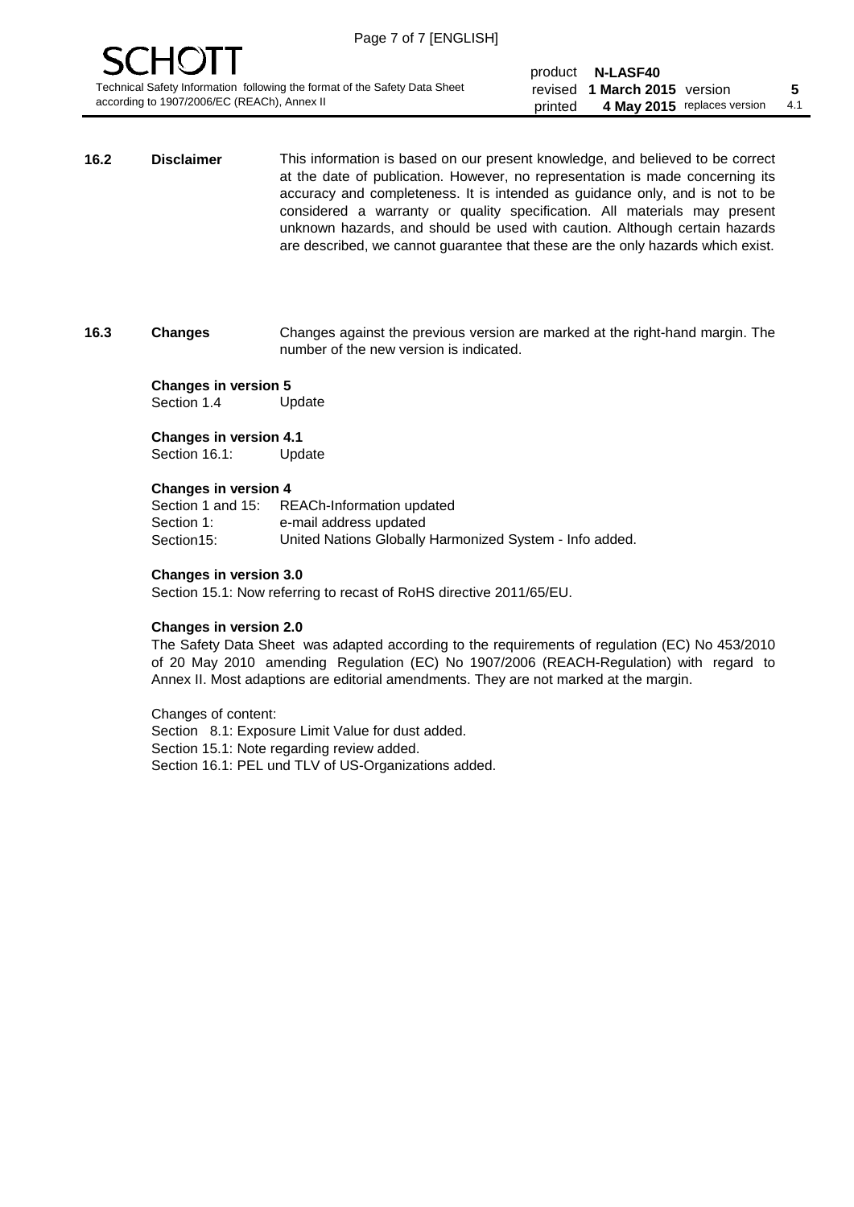**16.2 Disclaimer**

This information is based on our present knowledge, and believed to be correct at the date of publication. However, no representation is made concerning its accuracy and completeness. It is intended as guidance only, and is not to be considered a warranty or quality specification. All materials may present unknown hazards, and should be used with caution. Although certain hazards are described, we cannot guarantee that these are the only hazards which exist.

**16.3 Changes**

Changes against the previous version are marked at the right-hand margin. The number of the new version is indicated.

**Changes in version 5**

Section 1.4 Update

**Changes in version 4.1**

Section 16.1: Update

**Changes in version 4**

| | |
|---|---|
| Section 1 and 15: | REACh-Information updated |
| Section 1: | e-mail address updated |
| Section15: | United Nations Globally Harmonized System - Info added. |

**Changes in version 3.0**

Section 15.1: Now referring to recast of RoHS directive 2011/65/EU.

**Changes in version 2.0**

The Safety Data Sheet was adapted according to the requirements of regulation (EC) No 453/2010 of 20 May 2010 amending Regulation (EC) No 1907/2006 (REACH-Regulation) with regard to Annex II. Most adaptions are editorial amendments. They are not marked at the margin.

Changes of content:
Section 8.1: Exposure Limit Value for dust added.
Section 15.1: Note regarding review added.
Section 16.1: PEL und TLV of US-Organizations added.